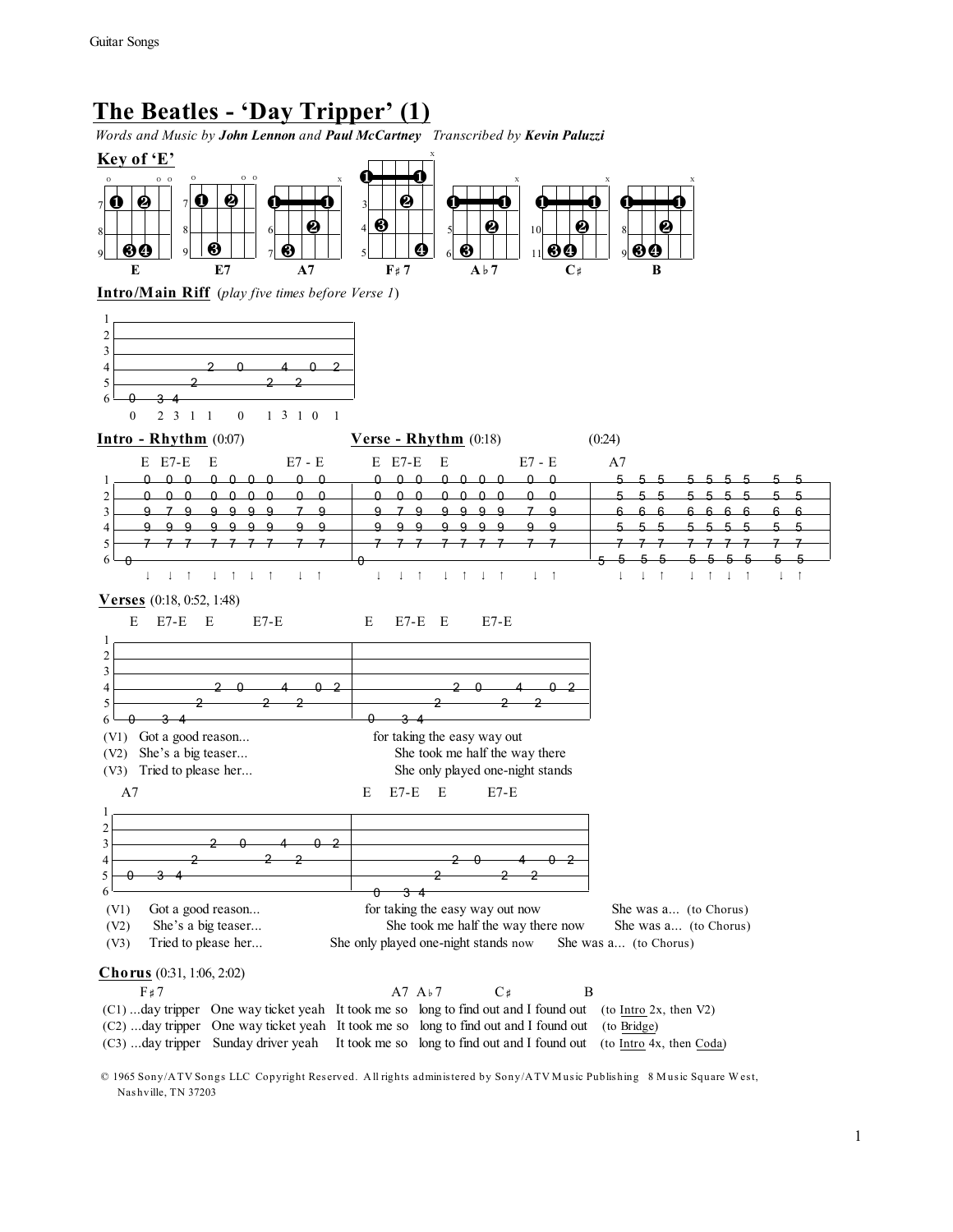# The Beatles - 'Day Tripper' (1)

*Words and Music by **John Lennon** and **Paul McCartney**   Transcribed by **Kevin Paluzzi***

## Key of 'E'

E   E7   A7   F♯7   A♭7   C♯   B

## Intro/Main Riff (*play five times before Verse 1*)

```
1|--------------------------------|
2|--------------------------------|
3|--------------------------------|
4|-----------2--0-----4--0--2-----|
5|---------2-----------2--2-------|
6|-0--3-4-------------------------|
   0  2 3 1 1   0    1 3 1 0  1
```

## Intro - Rhythm (0:07)  /  Verse - Rhythm (0:18)  /  (0:24)

```
   E E7-E  E        E7 - E        E E7-E  E        E7 - E      A7
1|-0--0--0--0--0--0--0--0--0--|-0--0--0--0--0--0--0--0--0--|-5--5--5--5--5--5--5--5--5--|
2|-0--0--0--0--0--0--0--0--0--|-0--0--0--0--0--0--0--0--0--|-5--5--5--5--5--5--5--5--5--|
3|-9--7--9--9--9--9--9--7--9--|-9--7--9--9--9--9--9--7--9--|-6--6--6--6--6--6--6--6--6--|
4|-9--9--9--9--9--9--9--9--9--|-9--9--9--9--9--9--9--9--9--|-5--5--5--5--5--5--5--5--5--|
5|-7--7--7--7--7--7--7--7--7--|-7--7--7--7--7--7--7--7--7--|-7--7--7--7--7--7--7--7--7--|
6|0---------------------------|0---------------------------|5-5--5--5--5--5--5--5--5--5-|
   ↓  ↓  ↑  ↓  ↑  ↓  ↑  ↓  ↑    ↓  ↓  ↑  ↓  ↑  ↓  ↑  ↓  ↑    ↓  ↓  ↑  ↓  ↑  ↓  ↑  ↓  ↑
```

## Verses (0:18, 0:52, 1:48)

```
   E  E7-E  E     E7-E          E  E7-E  E     E7-E
1|-------------------------|-------------------------|
2|-------------------------|-------------------------|
3|-------------------------|-------------------------|
4|--------2--0----4---0--2-|--------2--0----4---0--2-|
5|------2-------2---2------|------2-------2---2------|
6|-0--3-4------------------|-0--3-4------------------|
```

(V1) Got a good reason...   for taking the easy way out
(V2) She's a big teaser...   She took me half the way there
(V3) Tried to please her...   She only played one-night stands

```
   A7                          E  E7-E  E     E7-E
1|-------------------------|-------------------------|
2|-------------------------|-------------------------|
3|--------2--0----4---0--2-|-------------------------|
4|------2-------2---2------|--------2--0----4---0--2-|
5|-0--3-4------------------|------2-------2---2------|
6|-------------------------|-0--3-4------------------|
```

(V1) Got a good reason...   for taking the easy way out now   She was a... (to Chorus)
(V2) She's a big teaser...   She took me half the way there now   She was a... (to Chorus)
(V3) Tried to please her...   She only played one-night stands now   She was a... (to Chorus)

## Chorus (0:31, 1:06, 2:02)

F♯7   A7  A♭7   C♯   B

(C1) ...day tripper  One way ticket yeah  It took me so  long to find out and I found out  (to Intro 2x, then V2)
(C2) ...day tripper  One way ticket yeah  It took me so  long to find out and I found out  (to Bridge)
(C3) ...day tripper  Sunday driver yeah  It took me so  long to find out and I found out  (to Intro 4x, then Coda)

© 1965 Sony/ATV Songs LLC Copyright Reserved. All rights administered by Sony/ATV Music Publishing 8 Music Square West, Nashville, TN 37203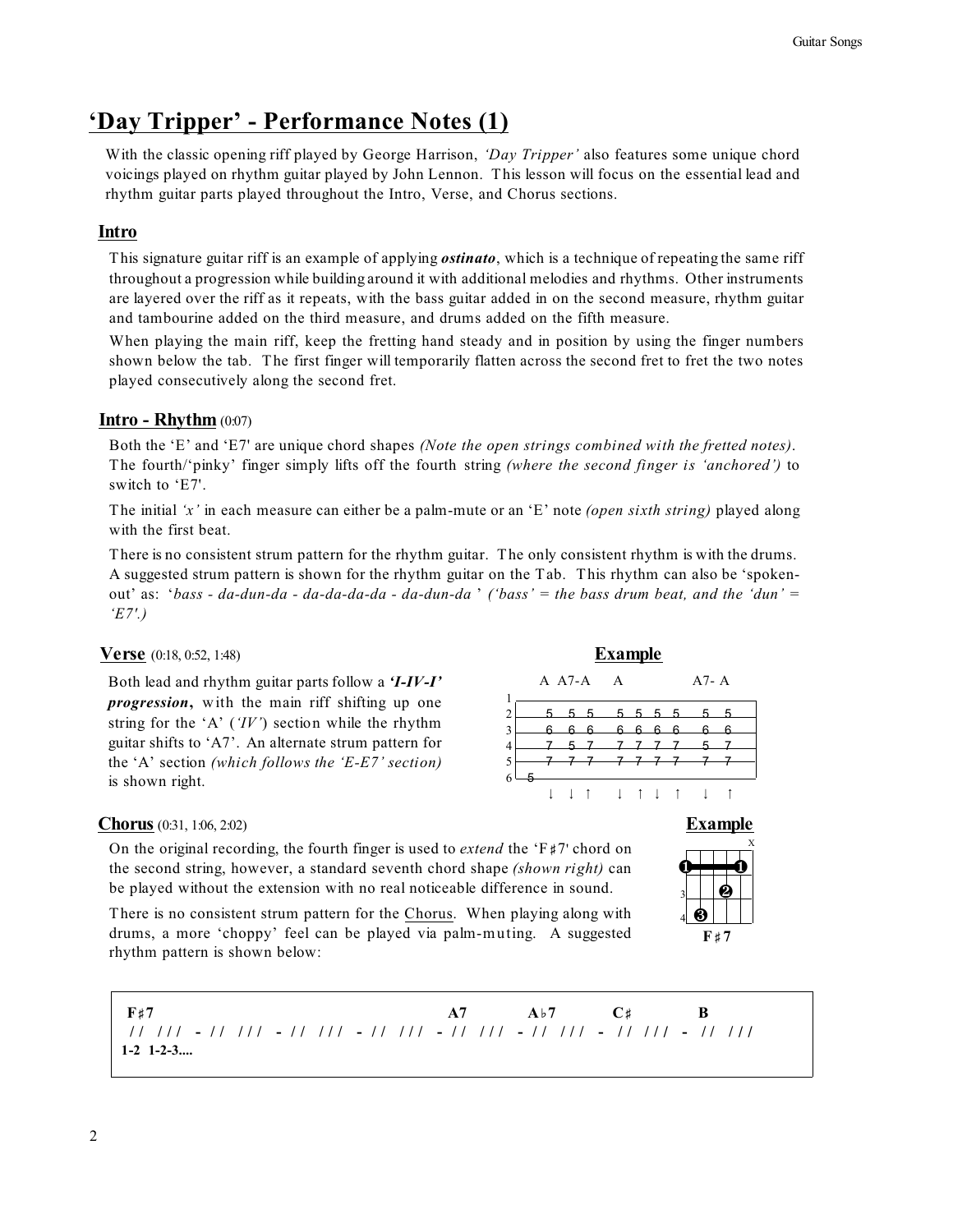# 'Day Tripper' - Performance Notes (1)

With the classic opening riff played by George Harrison, *'Day Tripper'* also features some unique chord voicings played on rhythm guitar played by John Lennon. This lesson will focus on the essential lead and rhythm guitar parts played throughout the Intro, Verse, and Chorus sections.

## Intro

This signature guitar riff is an example of applying ***ostinato***, which is a technique of repeating the same riff throughout a progression while building around it with additional melodies and rhythms. Other instruments are layered over the riff as it repeats, with the bass guitar added in on the second measure, rhythm guitar and tambourine added on the third measure, and drums added on the fifth measure.

When playing the main riff, keep the fretting hand steady and in position by using the finger numbers shown below the tab. The first finger will temporarily flatten across the second fret to fret the two notes played consecutively along the second fret.

## Intro - Rhythm (0:07)

Both the 'E' and 'E7' are unique chord shapes *(Note the open strings combined with the fretted notes)*. The fourth/'pinky' finger simply lifts off the fourth string *(where the second finger is 'anchored')* to switch to 'E7'.

The initial *'x'* in each measure can either be a palm-mute or an 'E' note *(open sixth string)* played along with the first beat.

There is no consistent strum pattern for the rhythm guitar. The only consistent rhythm is with the drums. A suggested strum pattern is shown for the rhythm guitar on the Tab. This rhythm can also be 'spoken-out' as: '*bass - da-dun-da - da-da-da-da - da-dun-da* ' *('bass' = the bass drum beat, and the 'dun' = 'E7'.)*

## Verse (0:18, 0:52, 1:48)

Both lead and rhythm guitar parts follow a ***'I-IV-I' progression***, with the main riff shifting up one string for the 'A' (*'IV'*) section while the rhythm guitar shifts to 'A7'. An alternate strum pattern for the 'A' section *(which follows the 'E-E7' section)* is shown right.

**Example**

```
     A  A7-A     A           A7- A
1 |----------------------------------
2 |---5--5--5----5--5--5--5----5--5--
3 |---6--6--6----6--6--6--6----6--6--
4 |---7--5--7----7--7--7--7----5--7--
5 |---7--7--7----7--7--7--7----7--7--
6 |-5--------------------------------
       ↓  ↓  ↑    ↓  ↑  ↓  ↑    ↓  ↑
```

## Chorus (0:31, 1:06, 2:02)

On the original recording, the fourth finger is used to *extend* the 'F♯7' chord on the second string, however, a standard seventh chord shape *(shown right)* can be played without the extension with no real noticeable difference in sound.

**Example**

F♯7 (chord diagram: first-finger barre at fret 2, second finger fret 3, third finger fret 4, first string muted)

There is no consistent strum pattern for the Chorus. When playing along with drums, a more 'choppy' feel can be played via palm-muting. A suggested rhythm pattern is shown below:

```
F♯7                                          A7        A♭7        C♯         B
// ///  - // ///  - // ///  - // ///  - // ///  - // ///  -  // ///  -  // ///
1-2  1-2-3....
```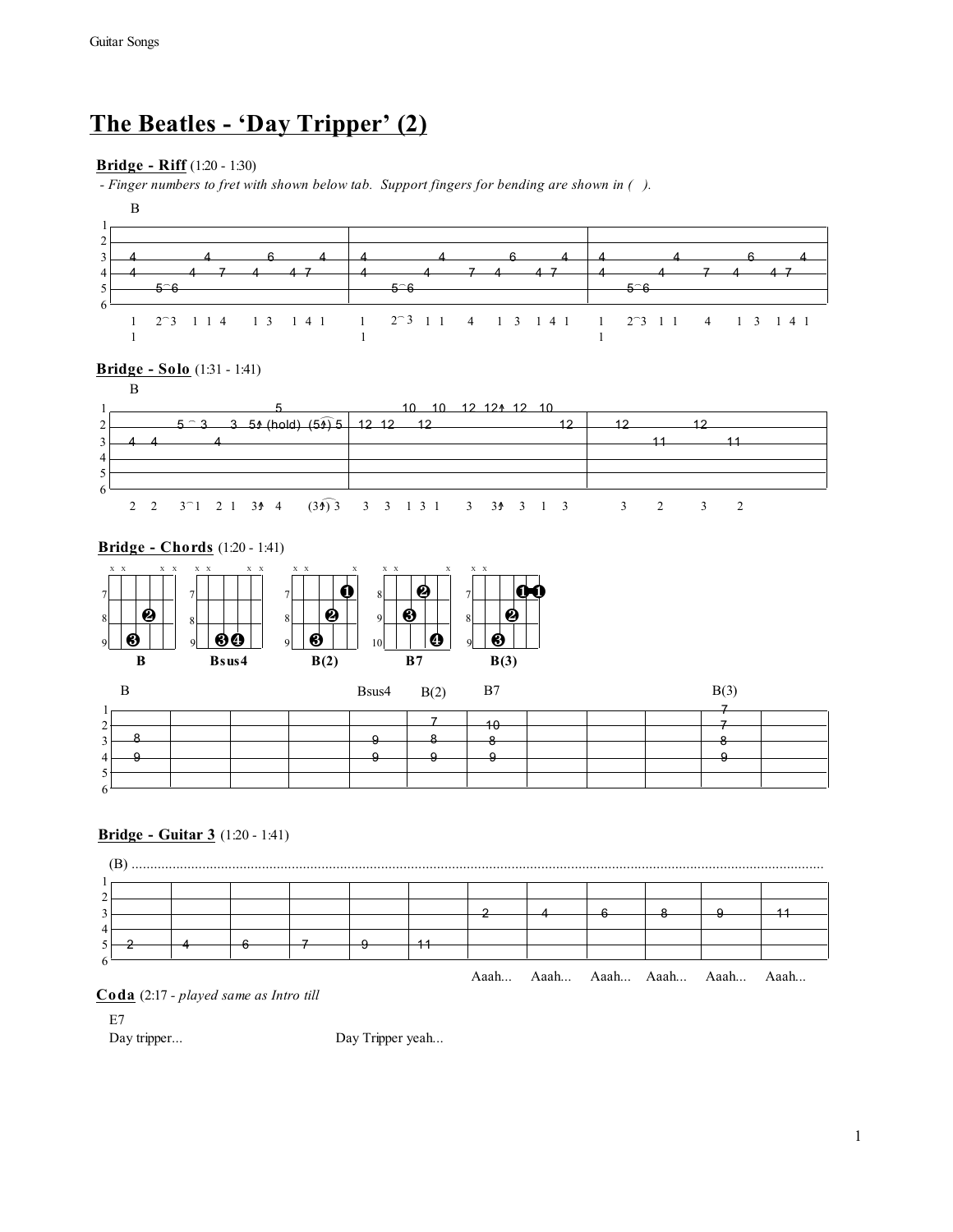# The Beatles - 'Day Tripper' (2)

**Bridge - Riff** (1:20 - 1:30)

*- Finger numbers to fret with shown below tab. Support fingers for bending are shown in ( ).*

```
    B
1|--------------------------------|--------------------------------|--------------------------------|
2|--------------------------------|--------------------------------|--------------------------------|
3|-4--------4-------6-------4-----|-4--------4---------6-------4---|-4--------4---------6-------4---|
4|-4-------4--7---4----4-7--------|-4--------4----7--4----4-7-----|-4--------4----7--4----4-7-----|
5|-----5~6------------------------|-----5~6------------------------|-----5~6------------------------|
6|--------------------------------|--------------------------------|--------------------------------|
   1  2~3  1 1 4   1 3  1 4 1      1  2~3  1 1   4   1 3  1 4 1     1  2~3  1 1   4   1 3  1 4 1
   1                               1                                1
```

**Bridge - Solo** (1:31 - 1:41)

```
    B
1|----------------5-----------------------|---------10--10--12--12↑-12--10------|-------------------------------|
2|---------5~3---3--5↑(hold)--(5↑)5-------|-12-12---12-----------------------12-|---12----------12---------------|
3|-4--4---------4-------------------------|-------------------------------------|---------11----------11---------|
4|----------------------------------------|-------------------------------------|-------------------------------|
5|----------------------------------------|-------------------------------------|-------------------------------|
6|----------------------------------------|-------------------------------------|-------------------------------|
   2  2   3~1  2 1  3↑  4     (3↑)3         3  3  1 3 1   3  3↑  3  1  3          3    2     3    2
```

**Bridge - Chords** (1:20 - 1:41)

Chord diagrams: B, Bsus4, B(2), B7, B(3)

```
    B                                          Bsus4   B(2)   B7                                  B(3)
1|------|------|------|------|------|------|------|------|------|------|------|------7------|
2|------|------|------|------|------|------7------10-----|------|------|------|------7------|
3|-8----|------|------|------|-9----|------8------8------|------|------|------|------8------|
4|-9----|------|------|------|-9----|------9------9------|------|------|------|------9------|
5|------|------|------|------|------|------|------|------|------|------|------|-------------|
6|------|------|------|------|------|------|------|------|------|------|------|-------------|
```

**Bridge - Guitar 3** (1:20 - 1:41)

```
(B) ....................................................................................
1|------|------|------|------|------|------|------|------|------|------|------|------|
2|------|------|------|------|------|------|------|------|------|------|------|------|
3|------|------|------|------|------|------|-2----|-4----|-6----|-8----|-9----|-11---|
4|------|------|------|------|------|------|------|------|------|------|------|------|
5|-2----|-4----|-6----|-7----|-9----|-11---|------|------|------|------|------|------|
6|------|------|------|------|------|------|------|------|------|------|------|------|
                                             Aaah... Aaah... Aaah... Aaah... Aaah... Aaah...
```

**Coda** (2:17 - *played same as Intro till*

E7

Day tripper... Day Tripper yeah...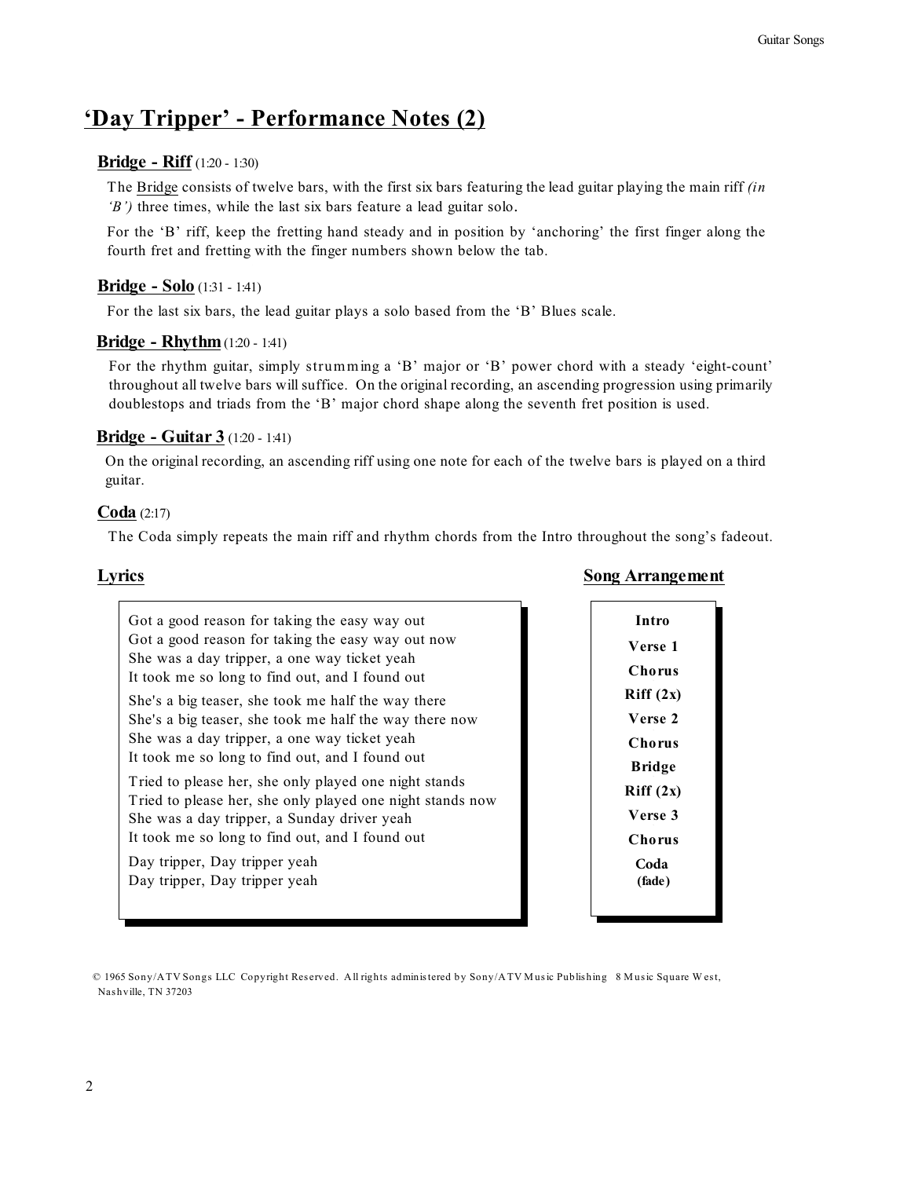# 'Day Tripper' - Performance Notes (2)

### Bridge - Riff (1:20 - 1:30)

The Bridge consists of twelve bars, with the first six bars featuring the lead guitar playing the main riff *(in 'B')* three times, while the last six bars feature a lead guitar solo.

For the 'B' riff, keep the fretting hand steady and in position by 'anchoring' the first finger along the fourth fret and fretting with the finger numbers shown below the tab.

### Bridge - Solo (1:31 - 1:41)

For the last six bars, the lead guitar plays a solo based from the 'B' Blues scale.

### Bridge - Rhythm (1:20 - 1:41)

For the rhythm guitar, simply strumming a 'B' major or 'B' power chord with a steady 'eight-count' throughout all twelve bars will suffice. On the original recording, an ascending progression using primarily doublestops and triads from the 'B' major chord shape along the seventh fret position is used.

### Bridge - Guitar 3 (1:20 - 1:41)

On the original recording, an ascending riff using one note for each of the twelve bars is played on a third guitar.

### Coda (2:17)

The Coda simply repeats the main riff and rhythm chords from the Intro throughout the song's fadeout.

### Lyrics

Got a good reason for taking the easy way out
Got a good reason for taking the easy way out now
She was a day tripper, a one way ticket yeah
It took me so long to find out, and I found out

She's a big teaser, she took me half the way there
She's a big teaser, she took me half the way there now
She was a day tripper, a one way ticket yeah
It took me so long to find out, and I found out

Tried to please her, she only played one night stands
Tried to please her, she only played one night stands now
She was a day tripper, a Sunday driver yeah
It took me so long to find out, and I found out

Day tripper, Day tripper yeah
Day tripper, Day tripper yeah

### Song Arrangement

**Intro**
**Verse 1**
**Chorus**
**Riff (2x)**
**Verse 2**
**Chorus**
**Bridge**
**Riff (2x)**
**Verse 3**
**Chorus**
**Coda (fade)**

© 1965 Sony/ATV Songs LLC Copyright Reserved. All rights administered by Sony/ATV Music Publishing 8 Music Square West, Nashville, TN 37203